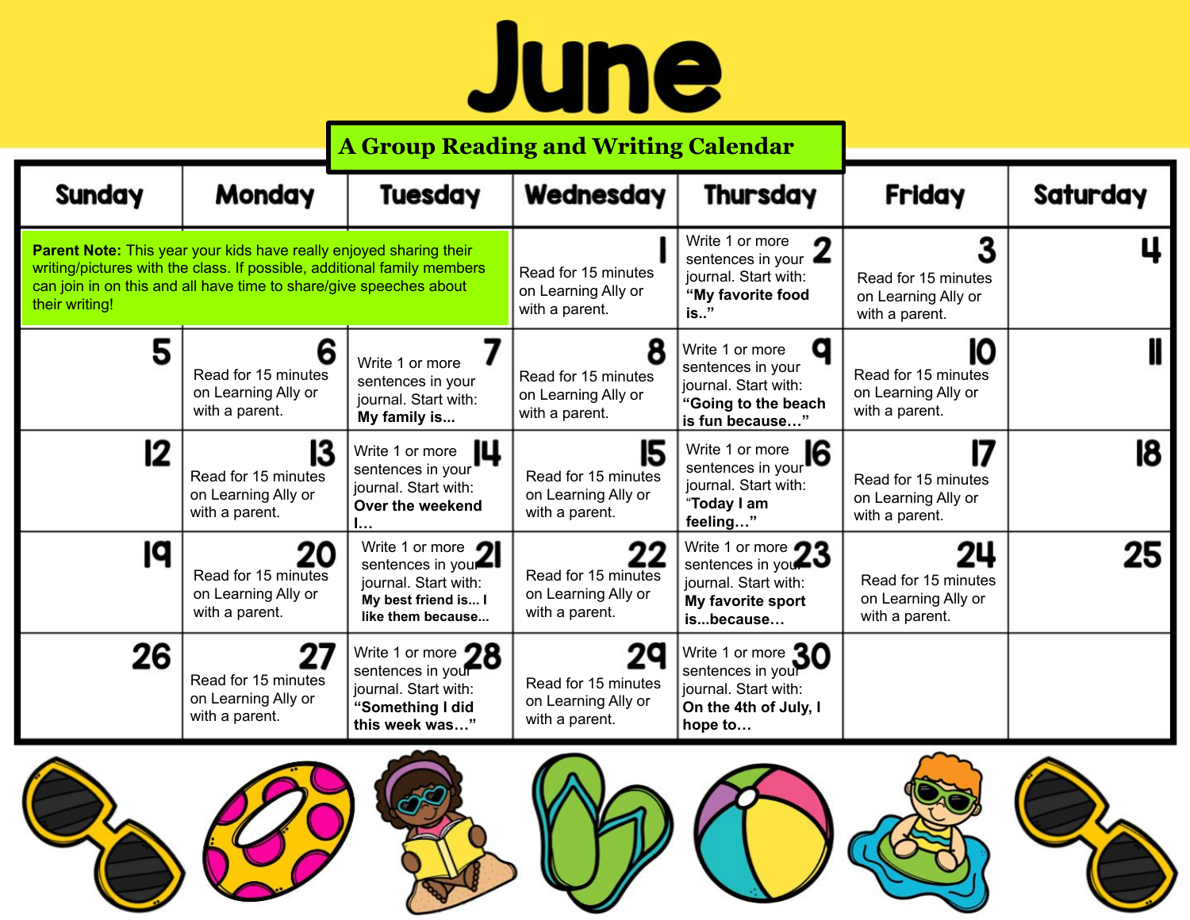# June

## A Group Reading and Writing Calendar

| Sunday | Monday | Tuesday | Wednesday | Thursday | Friday | Saturday |
|---|---|---|---|---|---|---|
| **Parent Note:** This year your kids have really enjoyed sharing their writing/pictures with the class. If possible, additional family members can join in on this and all have time to share/give speeches about their writing! | | | 1 Read for 15 minutes on Learning Ally or with a parent. | 2 Write 1 or more sentences in your journal. Start with: **"My favorite food is.."** | 3 Read for 15 minutes on Learning Ally or with a parent. | 4 |
| 5 | 6 Read for 15 minutes on Learning Ally or with a parent. | 7 Write 1 or more sentences in your journal. Start with: **My family is...** | 8 Read for 15 minutes on Learning Ally or with a parent. | 9 Write 1 or more sentences in your journal. Start with: **"Going to the beach is fun because…"** | 10 Read for 15 minutes on Learning Ally or with a parent. | 11 |
| 12 | 13 Read for 15 minutes on Learning Ally or with a parent. | 14 Write 1 or more sentences in your journal. Start with: **Over the weekend I…** | 15 Read for 15 minutes on Learning Ally or with a parent. | 16 Write 1 or more sentences in your journal. Start with: **"Today I am feeling…"** | 17 Read for 15 minutes on Learning Ally or with a parent. | 18 |
| 19 | 20 Read for 15 minutes on Learning Ally or with a parent. | 21 Write 1 or more sentences in your journal. Start with: **My best friend is... I like them because...** | 22 Read for 15 minutes on Learning Ally or with a parent. | 23 Write 1 or more sentences in your journal. Start with: **My favorite sport is...because…** | 24 Read for 15 minutes on Learning Ally or with a parent. | 25 |
| 26 | 27 Read for 15 minutes on Learning Ally or with a parent. | 28 Write 1 or more sentences in your journal. Start with: **"Something I did this week was…"** | 29 Read for 15 minutes on Learning Ally or with a parent. | 30 Write 1 or more sentences in your journal. Start with: **On the 4th of July, I hope to…** | | |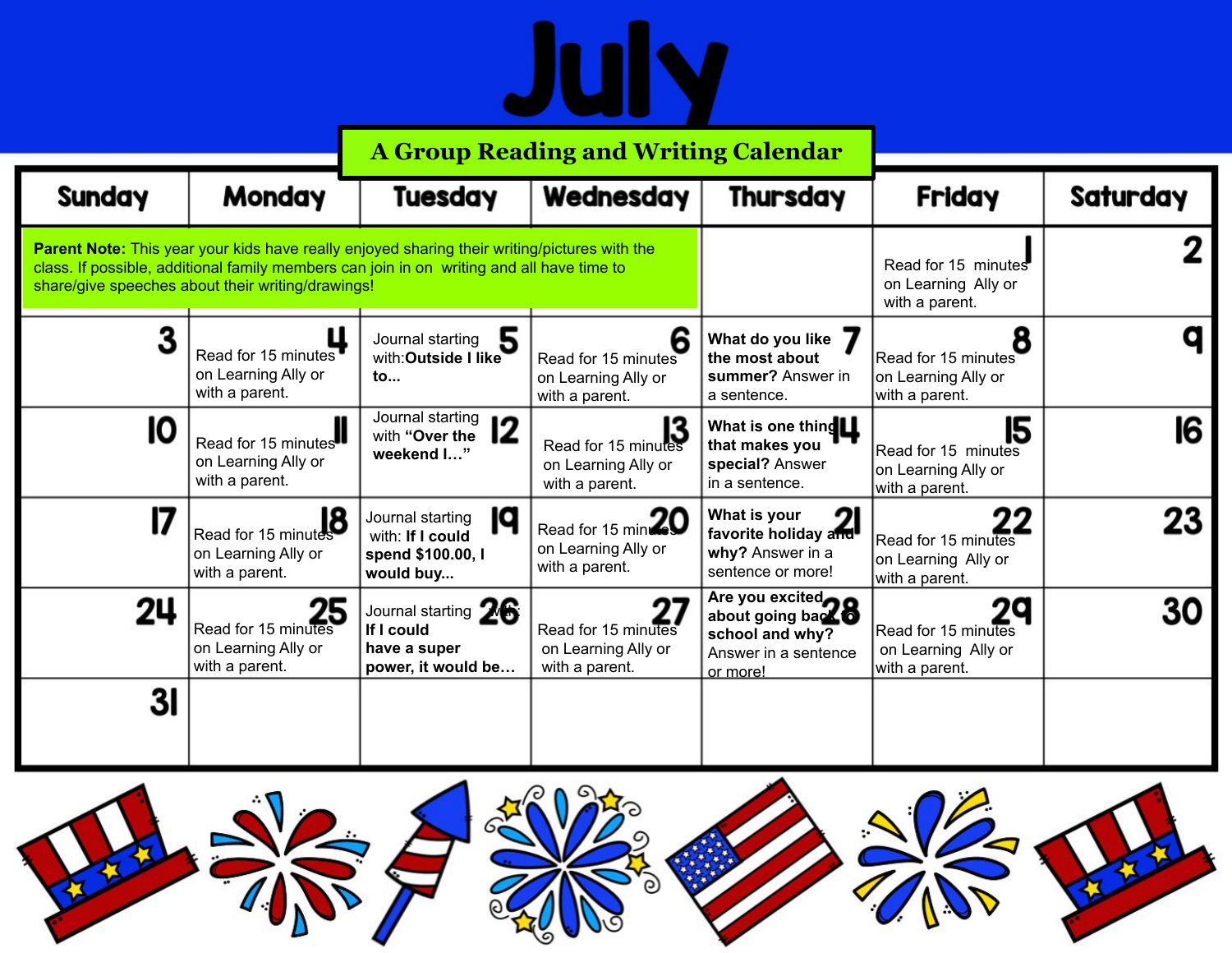# July

## A Group Reading and Writing Calendar

| Sunday | Monday | Tuesday | Wednesday | Thursday | Friday | Saturday |
|---|---|---|---|---|---|---|
| **Parent Note:** This year your kids have really enjoyed sharing their writing/pictures with the class. If possible, additional family members can join in on writing and all have time to share/give speeches about their writing/drawings! | | | | | 1 Read for 15 minutes on Learning Ally or with a parent. | 2 |
| 3 | 4 Read for 15 minutes on Learning Ally or with a parent. | 5 Journal starting with:**Outside I like to...** | 6 Read for 15 minutes on Learning Ally or with a parent. | 7 **What do you like the most about summer?** Answer in a sentence. | 8 Read for 15 minutes on Learning Ally or with a parent. | 9 |
| 10 | 11 Read for 15 minutes on Learning Ally or with a parent. | 12 Journal starting with **"Over the weekend I…"** | 13 Read for 15 minutes on Learning Ally or with a parent. | 14 **What is one thing that makes you special?** Answer in a sentence. | 15 Read for 15 minutes on Learning Ally or with a parent. | 16 |
| 17 | 18 Read for 15 minutes on Learning Ally or with a parent. | 19 Journal starting with: **If I could spend $100.00, I would buy...** | 20 Read for 15 minutes on Learning Ally or with a parent. | 21 **What is your favorite holiday and why?** Answer in a sentence or more! | 22 Read for 15 minutes on Learning Ally or with a parent. | 23 |
| 24 | 25 Read for 15 minutes on Learning Ally or with a parent. | 26 Journal starting with: **If I could have a super power, it would be…** | 27 Read for 15 minutes on Learning Ally or with a parent. | 28 **Are you excited about going back to school and why?** Answer in a sentence or more! | 29 Read for 15 minutes on Learning Ally or with a parent. | 30 |
| 31 | | | | | | |